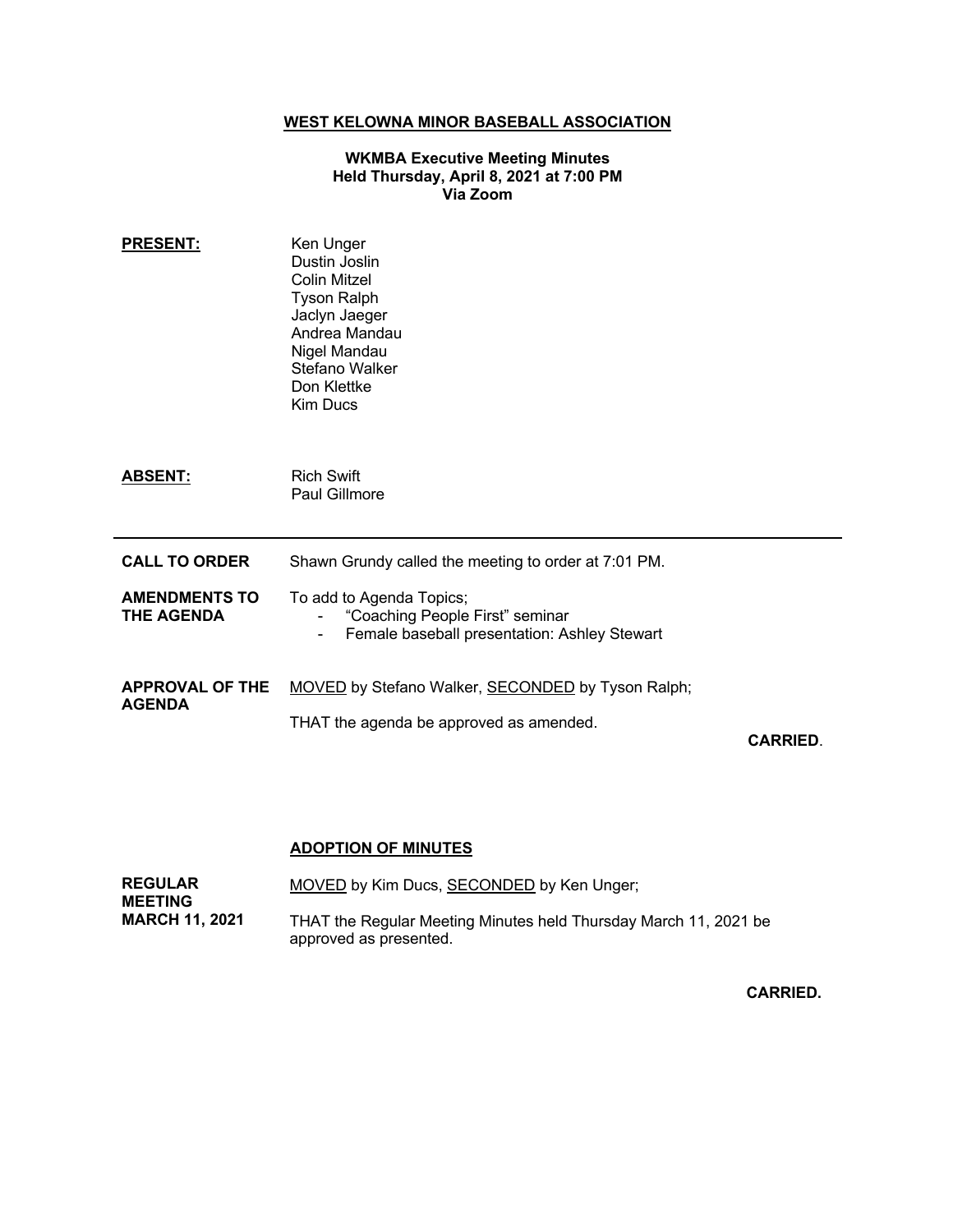# WEST KELOWNA MINOR BASEBALL ASSOCIATION

**WKMBA Executive Meeting Minutes**
**Held Thursday, April 8, 2021 at 7:00 PM**
**Via Zoom**

**PRESENT:**

Ken Unger
Dustin Joslin
Colin Mitzel
Tyson Ralph
Jaclyn Jaeger
Andrea Mandau
Nigel Mandau
Stefano Walker
Don Klettke
Kim Ducs

**ABSENT:**

Rich Swift
Paul Gillmore

---

**CALL TO ORDER**

Shawn Grundy called the meeting to order at 7:01 PM.

**AMENDMENTS TO THE AGENDA**

To add to Agenda Topics;

- "Coaching People First" seminar
- Female baseball presentation: Ashley Stewart

**APPROVAL OF THE AGENDA**

MOVED by Stefano Walker, SECONDED by Tyson Ralph;

THAT the agenda be approved as amended.

**CARRIED**.

## ADOPTION OF MINUTES

**REGULAR MEETING MARCH 11, 2021**

MOVED by Kim Ducs, SECONDED by Ken Unger;

THAT the Regular Meeting Minutes held Thursday March 11, 2021 be approved as presented.

**CARRIED.**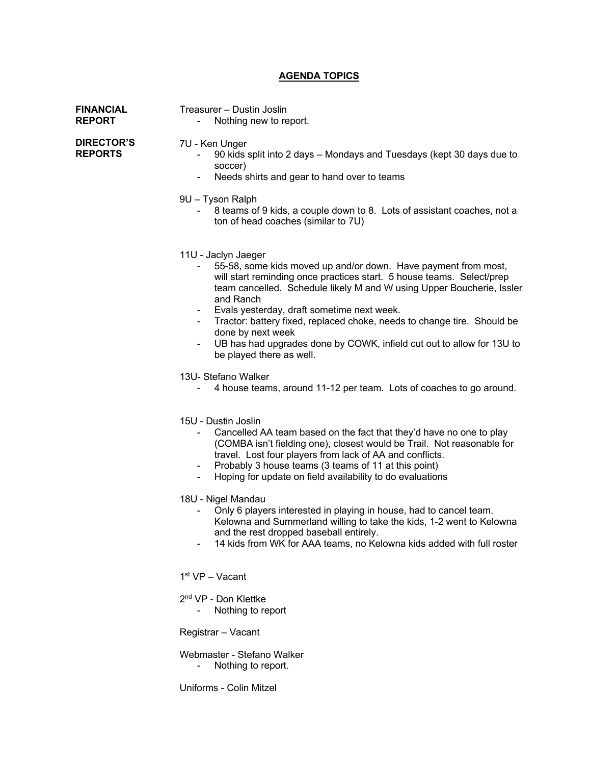## AGENDA TOPICS

**FINANCIAL REPORT**

Treasurer – Dustin Joslin

- Nothing new to report.

**DIRECTOR'S REPORTS**

7U - Ken Unger

- 90 kids split into 2 days – Mondays and Tuesdays (kept 30 days due to soccer)
- Needs shirts and gear to hand over to teams

9U – Tyson Ralph

- 8 teams of 9 kids, a couple down to 8. Lots of assistant coaches, not a ton of head coaches (similar to 7U)

11U - Jaclyn Jaeger

- 55-58, some kids moved up and/or down. Have payment from most, will start reminding once practices start. 5 house teams. Select/prep team cancelled. Schedule likely M and W using Upper Boucherie, Issler and Ranch
- Evals yesterday, draft sometime next week.
- Tractor: battery fixed, replaced choke, needs to change tire. Should be done by next week
- UB has had upgrades done by COWK, infield cut out to allow for 13U to be played there as well.

13U- Stefano Walker

- 4 house teams, around 11-12 per team. Lots of coaches to go around.

15U - Dustin Joslin

- Cancelled AA team based on the fact that they'd have no one to play (COMBA isn't fielding one), closest would be Trail. Not reasonable for travel. Lost four players from lack of AA and conflicts.
- Probably 3 house teams (3 teams of 11 at this point)
- Hoping for update on field availability to do evaluations

18U - Nigel Mandau

- Only 6 players interested in playing in house, had to cancel team. Kelowna and Summerland willing to take the kids, 1-2 went to Kelowna and the rest dropped baseball entirely.
- 14 kids from WK for AAA teams, no Kelowna kids added with full roster

1st VP – Vacant

2nd VP - Don Klettke

- Nothing to report

Registrar – Vacant

Webmaster - Stefano Walker

- Nothing to report.

Uniforms - Colin Mitzel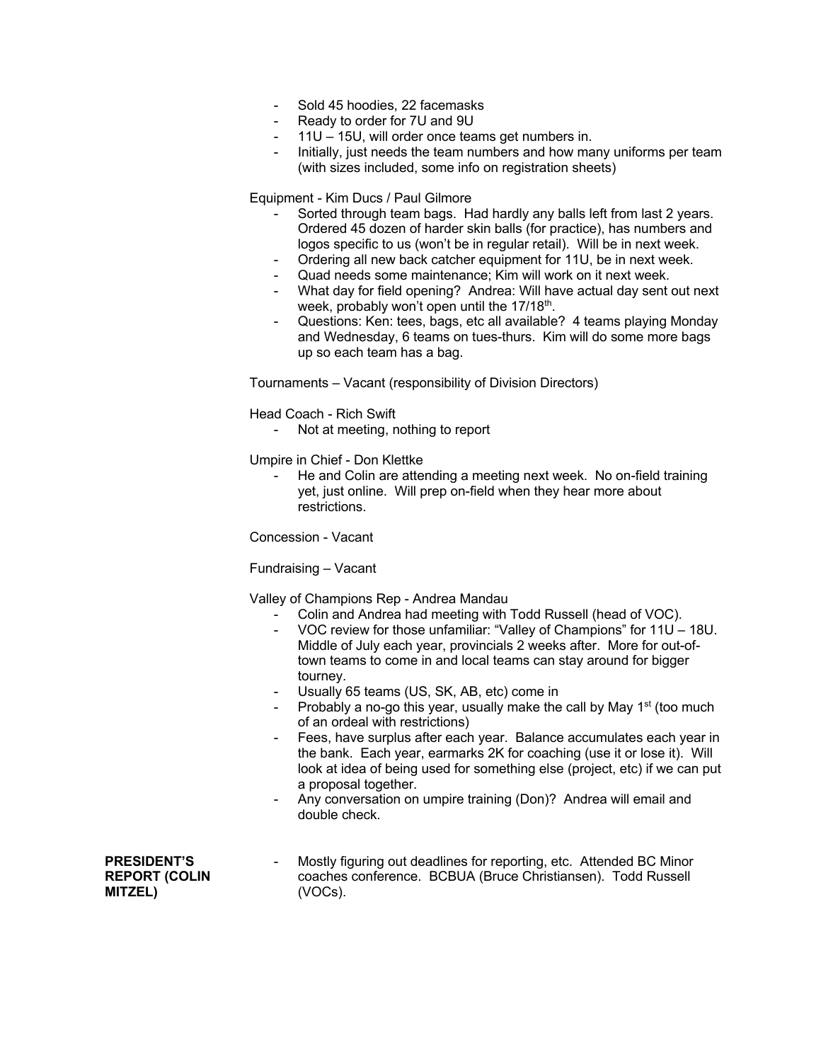- Sold 45 hoodies, 22 facemasks
- Ready to order for 7U and 9U
- 11U – 15U, will order once teams get numbers in.
- Initially, just needs the team numbers and how many uniforms per team (with sizes included, some info on registration sheets)

Equipment - Kim Ducs / Paul Gilmore

- Sorted through team bags. Had hardly any balls left from last 2 years. Ordered 45 dozen of harder skin balls (for practice), has numbers and logos specific to us (won't be in regular retail). Will be in next week.
- Ordering all new back catcher equipment for 11U, be in next week.
- Quad needs some maintenance; Kim will work on it next week.
- What day for field opening? Andrea: Will have actual day sent out next week, probably won't open until the 17/18th.
- Questions: Ken: tees, bags, etc all available? 4 teams playing Monday and Wednesday, 6 teams on tues-thurs. Kim will do some more bags up so each team has a bag.

Tournaments – Vacant (responsibility of Division Directors)

Head Coach - Rich Swift

- Not at meeting, nothing to report

Umpire in Chief - Don Klettke

- He and Colin are attending a meeting next week. No on-field training yet, just online. Will prep on-field when they hear more about restrictions.

Concession - Vacant

Fundraising – Vacant

Valley of Champions Rep - Andrea Mandau

- Colin and Andrea had meeting with Todd Russell (head of VOC).
- VOC review for those unfamiliar: "Valley of Champions" for 11U – 18U. Middle of July each year, provincials 2 weeks after. More for out-of-town teams to come in and local teams can stay around for bigger tourney.
- Usually 65 teams (US, SK, AB, etc) come in
- Probably a no-go this year, usually make the call by May 1st (too much of an ordeal with restrictions)
- Fees, have surplus after each year. Balance accumulates each year in the bank. Each year, earmarks 2K for coaching (use it or lose it). Will look at idea of being used for something else (project, etc) if we can put a proposal together.
- Any conversation on umpire training (Don)? Andrea will email and double check.

**PRESIDENT'S REPORT (COLIN MITZEL)**

- Mostly figuring out deadlines for reporting, etc. Attended BC Minor coaches conference. BCBUA (Bruce Christiansen). Todd Russell (VOCs).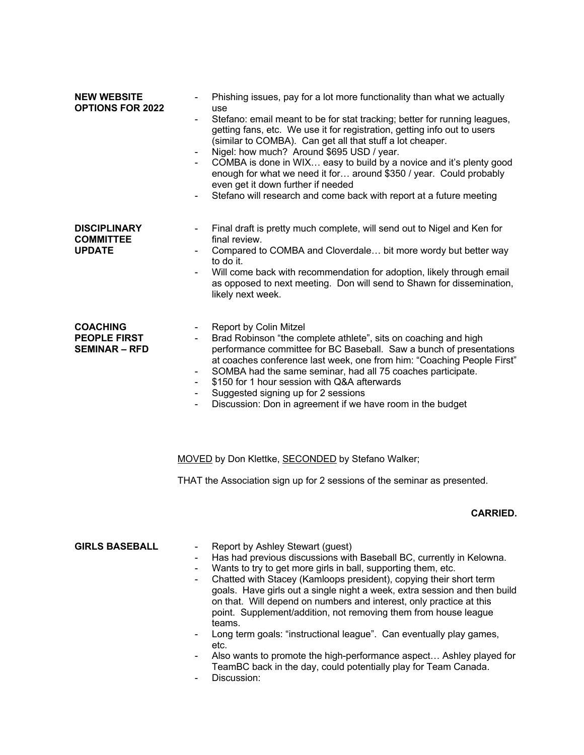**NEW WEBSITE OPTIONS FOR 2022**

- Phishing issues, pay for a lot more functionality than what we actually use
- Stefano: email meant to be for stat tracking; better for running leagues, getting fans, etc. We use it for registration, getting info out to users (similar to COMBA). Can get all that stuff a lot cheaper.
- Nigel: how much? Around $695 USD / year.
- COMBA is done in WIX… easy to build by a novice and it's plenty good enough for what we need it for… around $350 / year. Could probably even get it down further if needed
- Stefano will research and come back with report at a future meeting

**DISCIPLINARY COMMITTEE UPDATE**

- Final draft is pretty much complete, will send out to Nigel and Ken for final review.
- Compared to COMBA and Cloverdale… bit more wordy but better way to do it.
- Will come back with recommendation for adoption, likely through email as opposed to next meeting. Don will send to Shawn for dissemination, likely next week.

**COACHING PEOPLE FIRST SEMINAR – RFD**

- Report by Colin Mitzel
- Brad Robinson "the complete athlete", sits on coaching and high performance committee for BC Baseball. Saw a bunch of presentations at coaches conference last week, one from him: "Coaching People First"
- SOMBA had the same seminar, had all 75 coaches participate.
- $150 for 1 hour session with Q&A afterwards
- Suggested signing up for 2 sessions
- Discussion: Don in agreement if we have room in the budget

MOVED by Don Klettke, SECONDED by Stefano Walker;

THAT the Association sign up for 2 sessions of the seminar as presented.

**CARRIED.**

**GIRLS BASEBALL**

- Report by Ashley Stewart (guest)
- Has had previous discussions with Baseball BC, currently in Kelowna.
- Wants to try to get more girls in ball, supporting them, etc.
- Chatted with Stacey (Kamloops president), copying their short term goals. Have girls out a single night a week, extra session and then build on that. Will depend on numbers and interest, only practice at this point. Supplement/addition, not removing them from house league teams.
- Long term goals: "instructional league". Can eventually play games, etc.
- Also wants to promote the high-performance aspect… Ashley played for TeamBC back in the day, could potentially play for Team Canada.
- Discussion: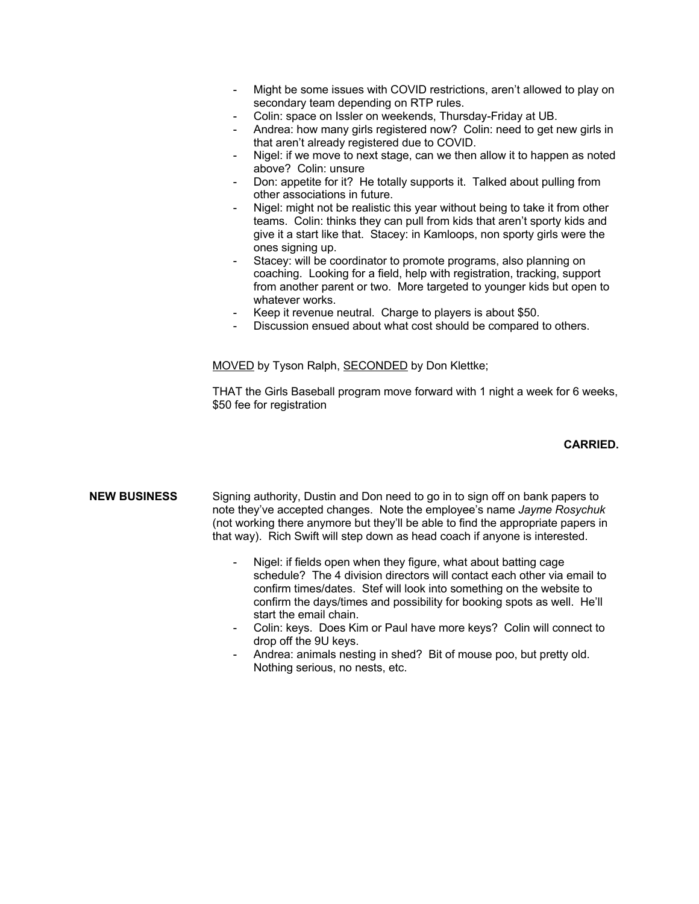- Might be some issues with COVID restrictions, aren't allowed to play on secondary team depending on RTP rules.
- Colin: space on Issler on weekends, Thursday-Friday at UB.
- Andrea: how many girls registered now? Colin: need to get new girls in that aren't already registered due to COVID.
- Nigel: if we move to next stage, can we then allow it to happen as noted above? Colin: unsure
- Don: appetite for it? He totally supports it. Talked about pulling from other associations in future.
- Nigel: might not be realistic this year without being to take it from other teams. Colin: thinks they can pull from kids that aren't sporty kids and give it a start like that. Stacey: in Kamloops, non sporty girls were the ones signing up.
- Stacey: will be coordinator to promote programs, also planning on coaching. Looking for a field, help with registration, tracking, support from another parent or two. More targeted to younger kids but open to whatever works.
- Keep it revenue neutral. Charge to players is about $50.
- Discussion ensued about what cost should be compared to others.

<u>MOVED</u> by Tyson Ralph, <u>SECONDED</u> by Don Klettke;

THAT the Girls Baseball program move forward with 1 night a week for 6 weeks, $50 fee for registration

**CARRIED.**

**NEW BUSINESS**

Signing authority, Dustin and Don need to go in to sign off on bank papers to note they've accepted changes. Note the employee's name *Jayme Rosychuk* (not working there anymore but they'll be able to find the appropriate papers in that way). Rich Swift will step down as head coach if anyone is interested.

- Nigel: if fields open when they figure, what about batting cage schedule? The 4 division directors will contact each other via email to confirm times/dates. Stef will look into something on the website to confirm the days/times and possibility for booking spots as well. He'll start the email chain.
- Colin: keys. Does Kim or Paul have more keys? Colin will connect to drop off the 9U keys.
- Andrea: animals nesting in shed? Bit of mouse poo, but pretty old. Nothing serious, no nests, etc.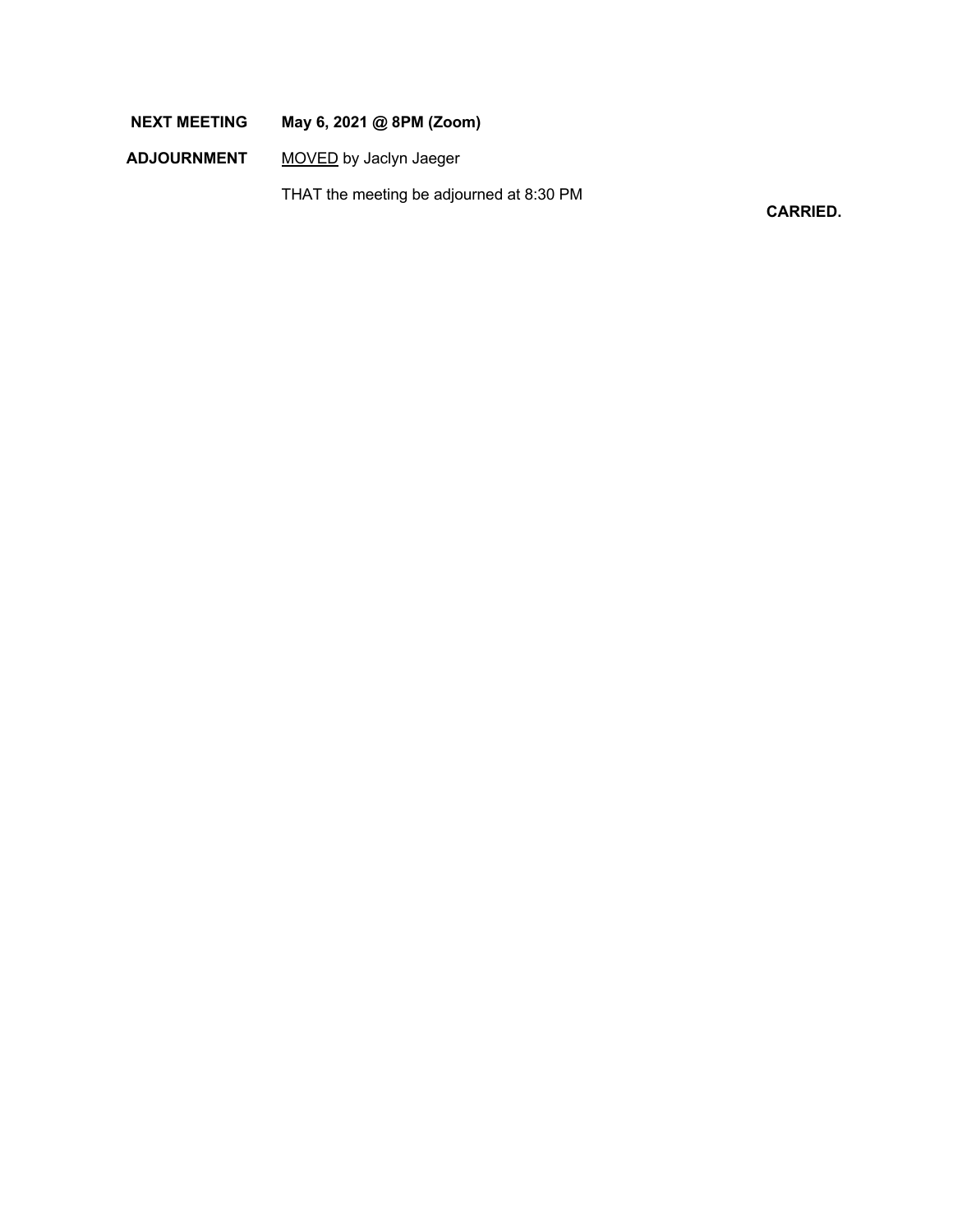**NEXT MEETING** **May 6, 2021 @ 8PM (Zoom)**

**ADJOURNMENT** MOVED by Jaclyn Jaeger

THAT the meeting be adjourned at 8:30 PM

**CARRIED.**